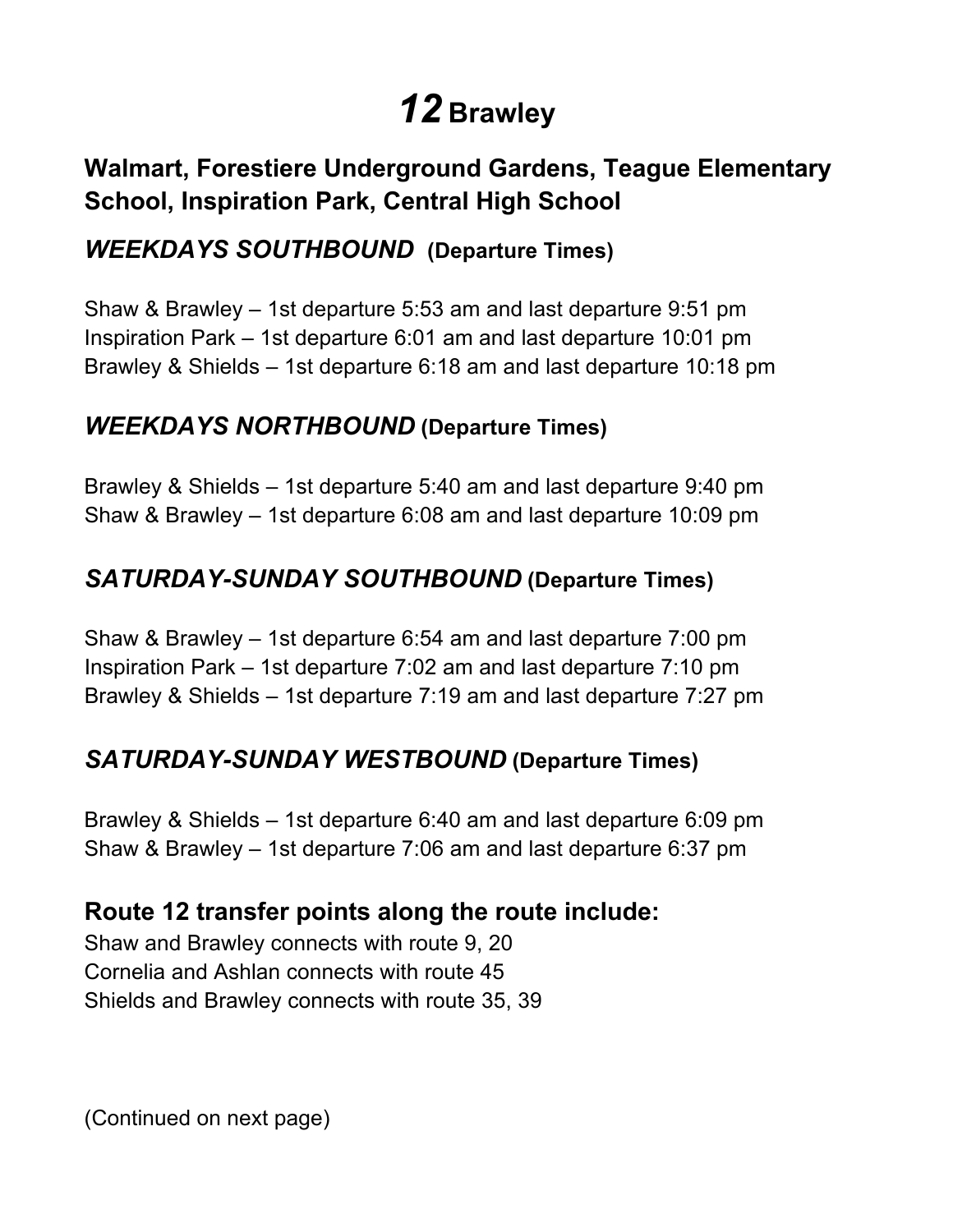# *12* Brawley

## Walmart, Forestiere Underground Gardens, Teague Elementary School, Inspiration Park, Central High School

### *WEEKDAYS SOUTHBOUND* (Departure Times)

Shaw & Brawley – 1st departure 5:53 am and last departure 9:51 pm
Inspiration Park – 1st departure 6:01 am and last departure 10:01 pm
Brawley & Shields – 1st departure 6:18 am and last departure 10:18 pm

### *WEEKDAYS NORTHBOUND* (Departure Times)

Brawley & Shields – 1st departure 5:40 am and last departure 9:40 pm
Shaw & Brawley – 1st departure 6:08 am and last departure 10:09 pm

### *SATURDAY-SUNDAY SOUTHBOUND* (Departure Times)

Shaw & Brawley – 1st departure 6:54 am and last departure 7:00 pm
Inspiration Park – 1st departure 7:02 am and last departure 7:10 pm
Brawley & Shields – 1st departure 7:19 am and last departure 7:27 pm

### *SATURDAY-SUNDAY WESTBOUND* (Departure Times)

Brawley & Shields – 1st departure 6:40 am and last departure 6:09 pm
Shaw & Brawley – 1st departure 7:06 am and last departure 6:37 pm

### Route 12 transfer points along the route include:

Shaw and Brawley connects with route 9, 20
Cornelia and Ashlan connects with route 45
Shields and Brawley connects with route 35, 39

(Continued on next page)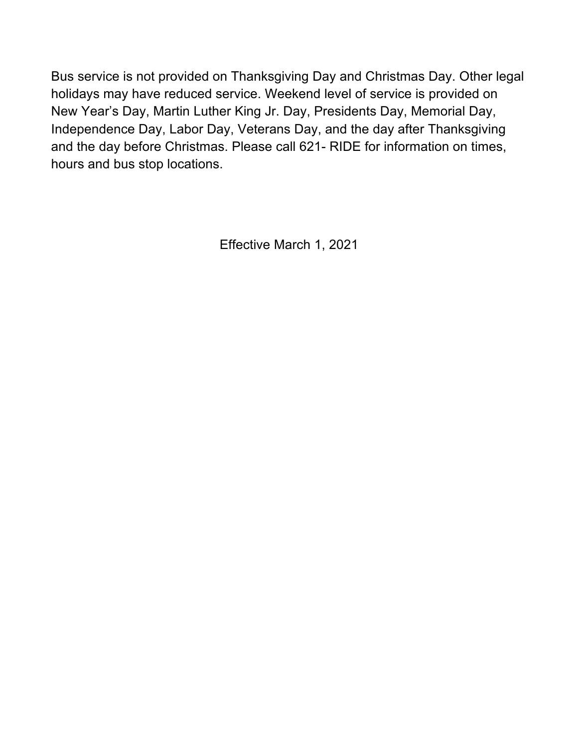Bus service is not provided on Thanksgiving Day and Christmas Day. Other legal holidays may have reduced service. Weekend level of service is provided on New Year's Day, Martin Luther King Jr. Day, Presidents Day, Memorial Day, Independence Day, Labor Day, Veterans Day, and the day after Thanksgiving and the day before Christmas. Please call 621- RIDE for information on times, hours and bus stop locations.

Effective March 1, 2021